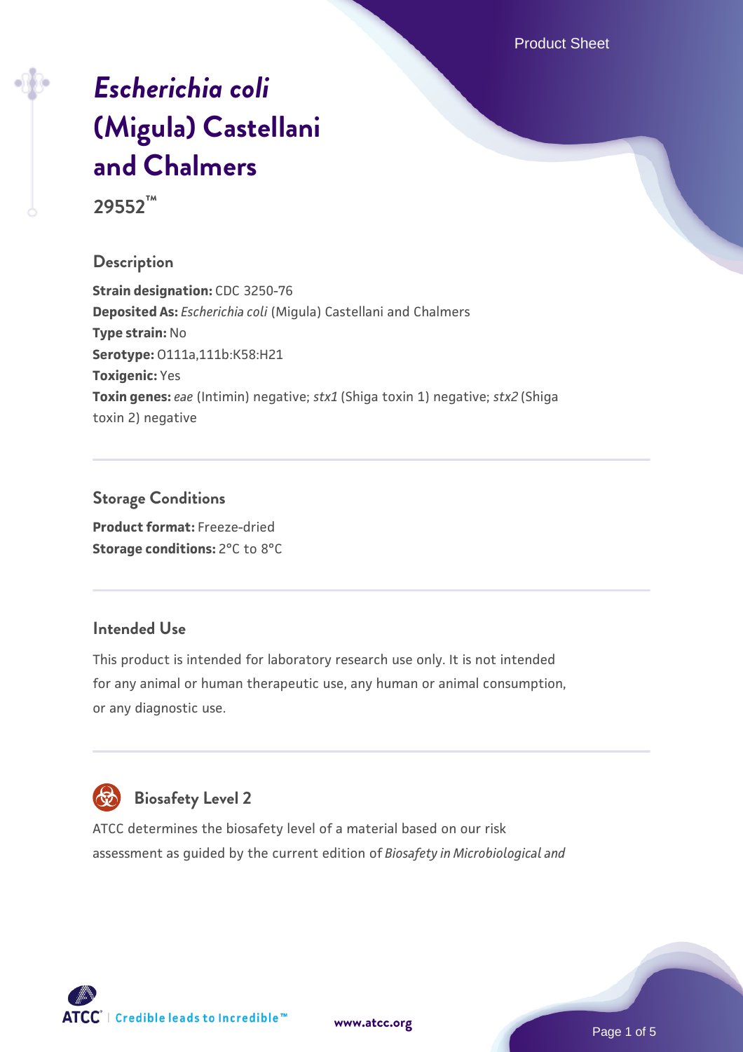# *Escherichia coli* (Migula) Castellani and Chalmers

**29552™**

## Description

**Strain designation:** CDC 3250-76
**Deposited As:** *Escherichia coli* (Migula) Castellani and Chalmers
**Type strain:** No
**Serotype:** O111a,111b:K58:H21
**Toxigenic:** Yes
**Toxin genes:** *eae* (Intimin) negative; *stx1* (Shiga toxin 1) negative; *stx2* (Shiga toxin 2) negative

## Storage Conditions

**Product format:** Freeze-dried
**Storage conditions:** 2°C to 8°C

## Intended Use

This product is intended for laboratory research use only. It is not intended for any animal or human therapeutic use, any human or animal consumption, or any diagnostic use.

## Biosafety Level 2

ATCC determines the biosafety level of a material based on our risk assessment as guided by the current edition of *Biosafety in Microbiological and*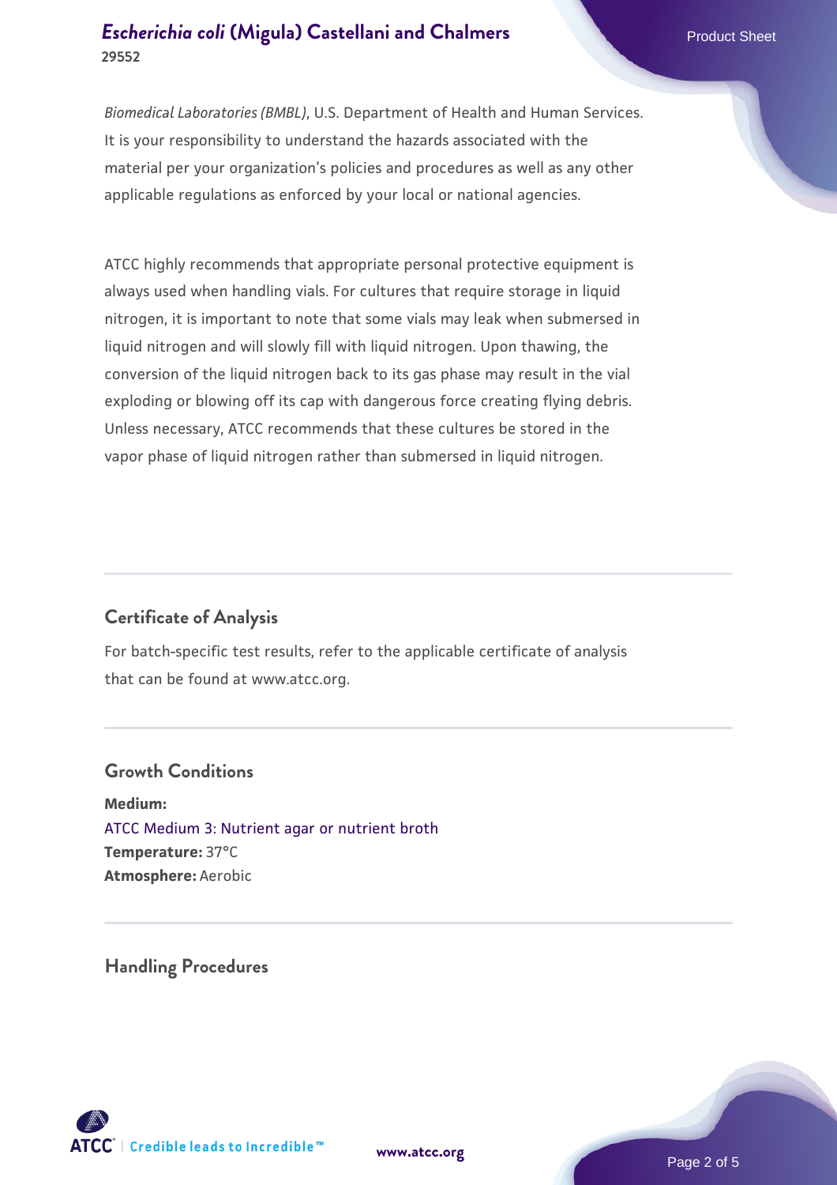*Biomedical Laboratories (BMBL)*, U.S. Department of Health and Human Services. It is your responsibility to understand the hazards associated with the material per your organization's policies and procedures as well as any other applicable regulations as enforced by your local or national agencies.

ATCC highly recommends that appropriate personal protective equipment is always used when handling vials. For cultures that require storage in liquid nitrogen, it is important to note that some vials may leak when submersed in liquid nitrogen and will slowly fill with liquid nitrogen. Upon thawing, the conversion of the liquid nitrogen back to its gas phase may result in the vial exploding or blowing off its cap with dangerous force creating flying debris. Unless necessary, ATCC recommends that these cultures be stored in the vapor phase of liquid nitrogen rather than submersed in liquid nitrogen.

## Certificate of Analysis

For batch-specific test results, refer to the applicable certificate of analysis that can be found at www.atcc.org.

## Growth Conditions

**Medium:**
ATCC Medium 3: Nutrient agar or nutrient broth
**Temperature:** 37°C
**Atmosphere:** Aerobic

## Handling Procedures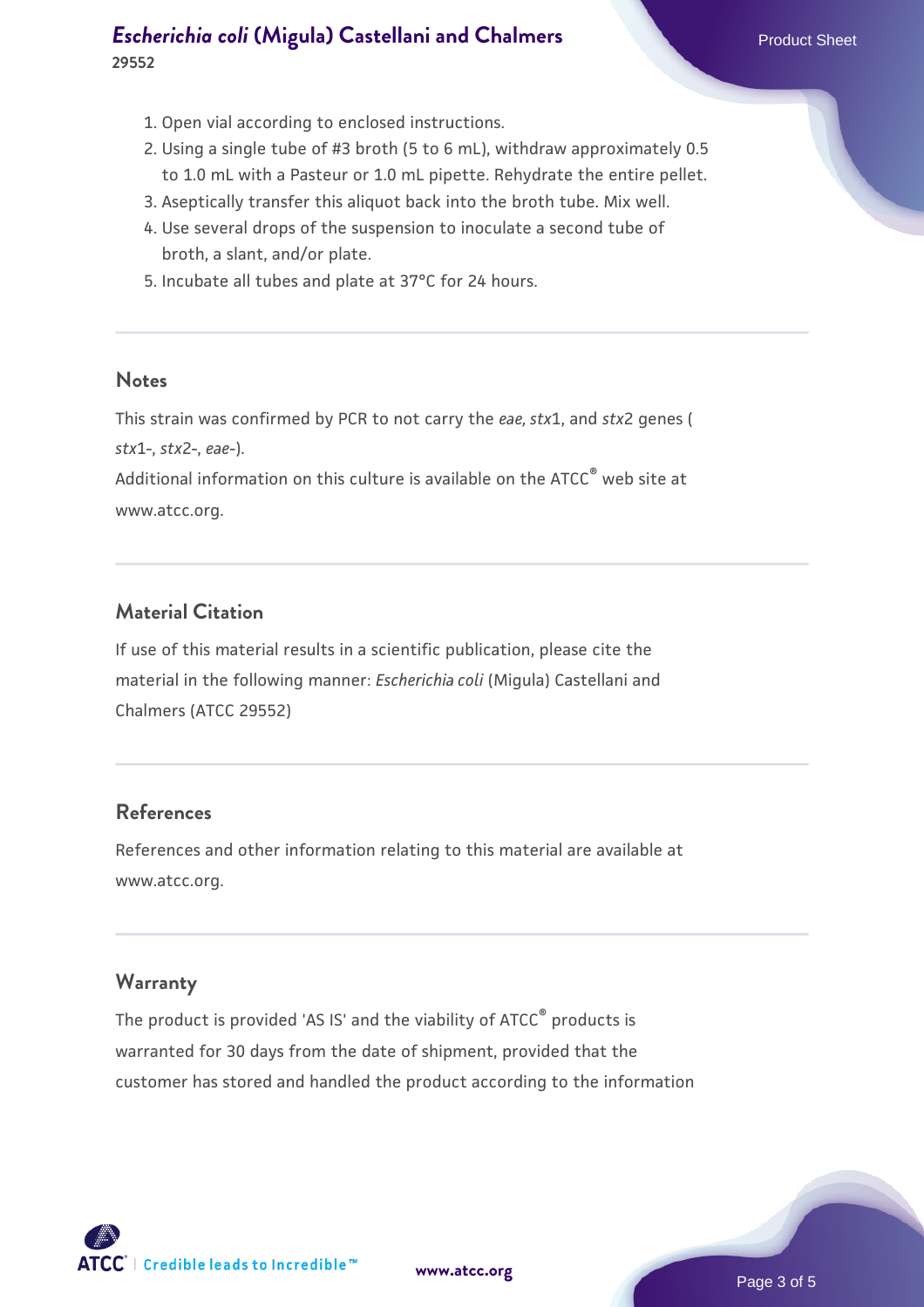1. Open vial according to enclosed instructions.
2. Using a single tube of #3 broth (5 to 6 mL), withdraw approximately 0.5 to 1.0 mL with a Pasteur or 1.0 mL pipette. Rehydrate the entire pellet.
3. Aseptically transfer this aliquot back into the broth tube. Mix well.
4. Use several drops of the suspension to inoculate a second tube of broth, a slant, and/or plate.
5. Incubate all tubes and plate at 37°C for 24 hours.

## Notes

This strain was confirmed by PCR to not carry the *eae, stx*1, and *stx*2 genes ( *stx*1-, *stx*2-, *eae*-).
Additional information on this culture is available on the ATCC® web site at www.atcc.org.

## Material Citation

If use of this material results in a scientific publication, please cite the material in the following manner: *Escherichia coli* (Migula) Castellani and Chalmers (ATCC 29552)

## References

References and other information relating to this material are available at www.atcc.org.

## Warranty

The product is provided 'AS IS' and the viability of ATCC® products is warranted for 30 days from the date of shipment, provided that the customer has stored and handled the product according to the information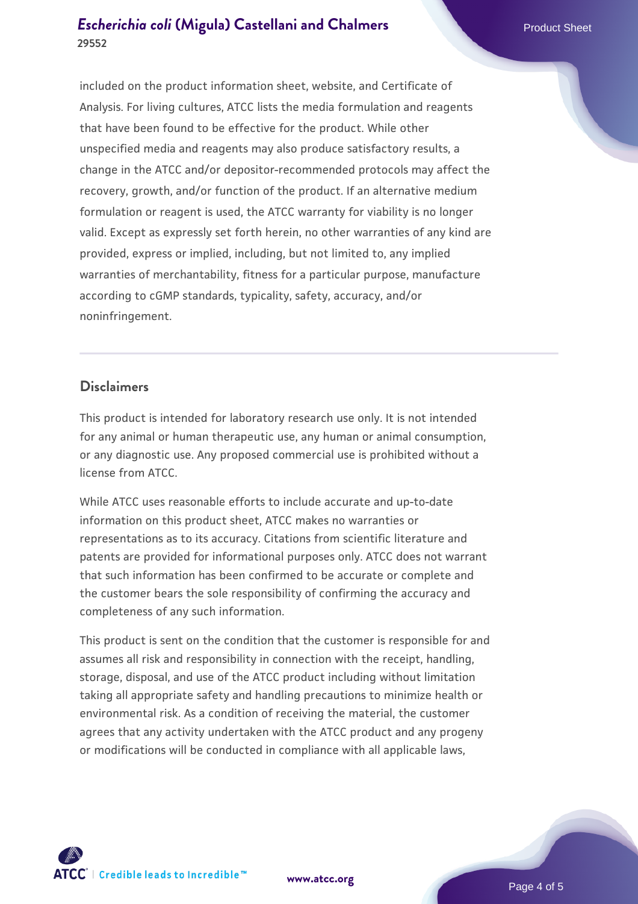included on the product information sheet, website, and Certificate of Analysis. For living cultures, ATCC lists the media formulation and reagents that have been found to be effective for the product. While other unspecified media and reagents may also produce satisfactory results, a change in the ATCC and/or depositor-recommended protocols may affect the recovery, growth, and/or function of the product. If an alternative medium formulation or reagent is used, the ATCC warranty for viability is no longer valid. Except as expressly set forth herein, no other warranties of any kind are provided, express or implied, including, but not limited to, any implied warranties of merchantability, fitness for a particular purpose, manufacture according to cGMP standards, typicality, safety, accuracy, and/or noninfringement.

## Disclaimers

This product is intended for laboratory research use only. It is not intended for any animal or human therapeutic use, any human or animal consumption, or any diagnostic use. Any proposed commercial use is prohibited without a license from ATCC.

While ATCC uses reasonable efforts to include accurate and up-to-date information on this product sheet, ATCC makes no warranties or representations as to its accuracy. Citations from scientific literature and patents are provided for informational purposes only. ATCC does not warrant that such information has been confirmed to be accurate or complete and the customer bears the sole responsibility of confirming the accuracy and completeness of any such information.

This product is sent on the condition that the customer is responsible for and assumes all risk and responsibility in connection with the receipt, handling, storage, disposal, and use of the ATCC product including without limitation taking all appropriate safety and handling precautions to minimize health or environmental risk. As a condition of receiving the material, the customer agrees that any activity undertaken with the ATCC product and any progeny or modifications will be conducted in compliance with all applicable laws,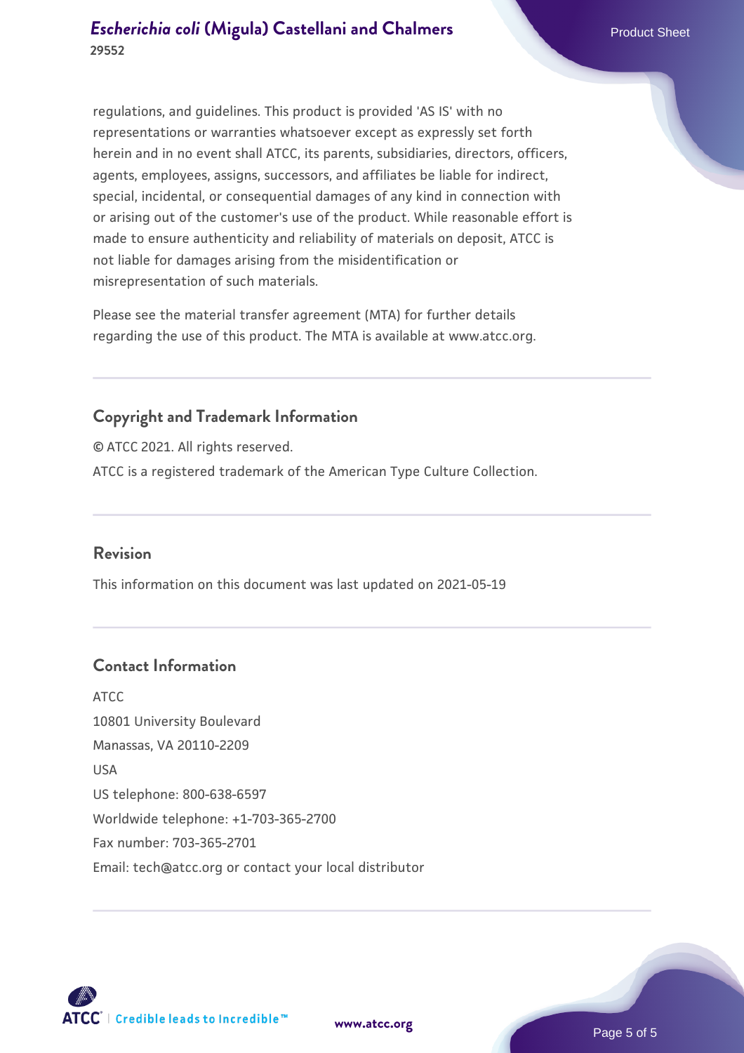regulations, and guidelines. This product is provided 'AS IS' with no representations or warranties whatsoever except as expressly set forth herein and in no event shall ATCC, its parents, subsidiaries, directors, officers, agents, employees, assigns, successors, and affiliates be liable for indirect, special, incidental, or consequential damages of any kind in connection with or arising out of the customer's use of the product. While reasonable effort is made to ensure authenticity and reliability of materials on deposit, ATCC is not liable for damages arising from the misidentification or misrepresentation of such materials.

Please see the material transfer agreement (MTA) for further details regarding the use of this product. The MTA is available at www.atcc.org.

## Copyright and Trademark Information

© ATCC 2021. All rights reserved.

ATCC is a registered trademark of the American Type Culture Collection.

## Revision

This information on this document was last updated on 2021-05-19

## Contact Information

ATCC
10801 University Boulevard
Manassas, VA 20110-2209
USA
US telephone: 800-638-6597
Worldwide telephone: +1-703-365-2700
Fax number: 703-365-2701
Email: tech@atcc.org or contact your local distributor